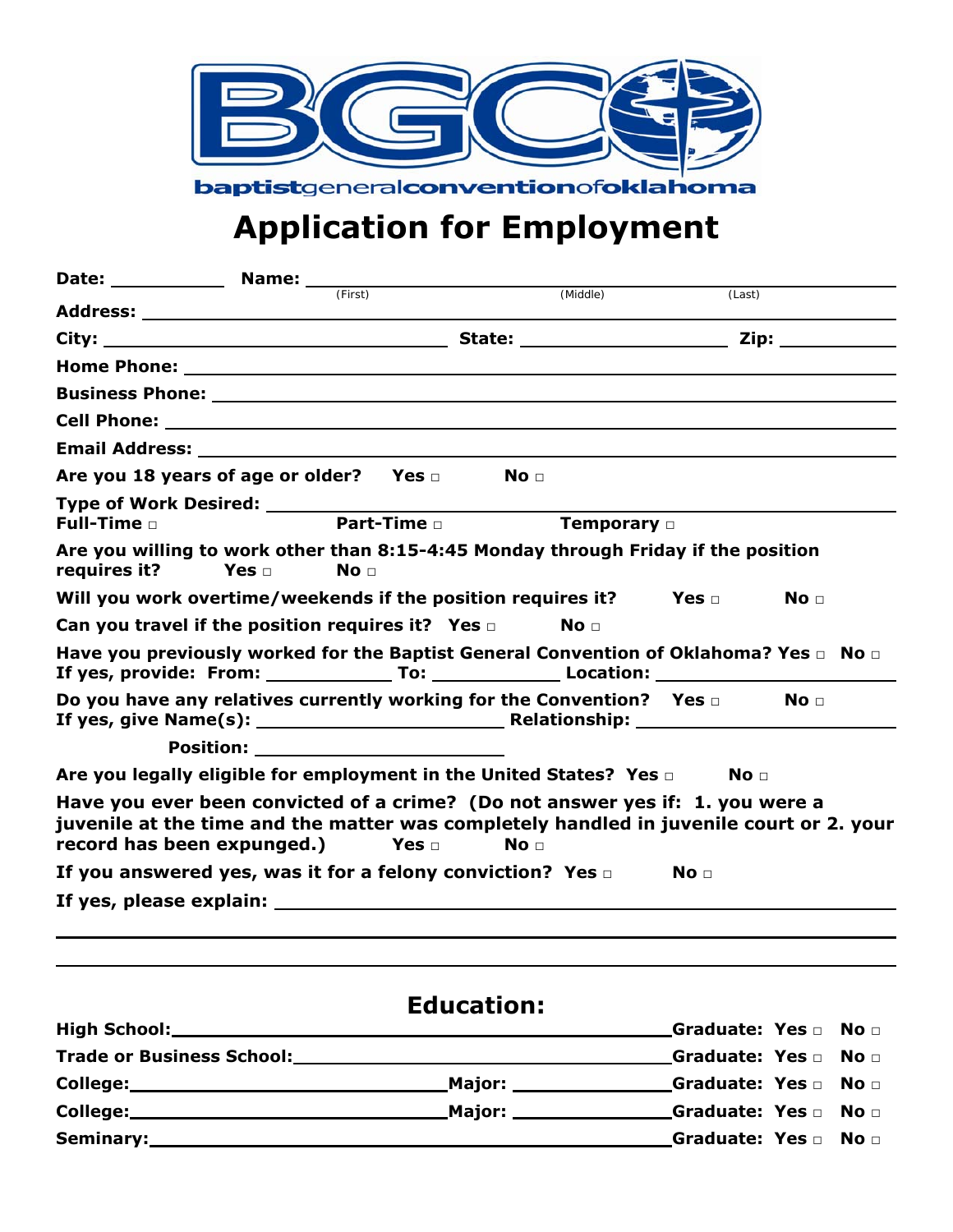BGC

baptistgeneralconventionofoklahoma

# Application for Employment

**Date:** ___________ **Name:** ___________________________________________
(First) (Middle) (Last)

**Address:** ___________________________________________

**City:** ______________________ **State:** ______________ **Zip:** __________

**Home Phone:** ___________________________________________

**Business Phone:** ___________________________________________

**Cell Phone:** ___________________________________________

**Email Address:** ___________________________________________

**Are you 18 years of age or older?** **Yes** □ **No** □

**Type of Work Desired:** ___________________________________________

**Full-Time** □ **Part-Time** □ **Temporary** □

**Are you willing to work other than 8:15-4:45 Monday through Friday if the position requires it?** **Yes** □ **No** □

**Will you work overtime/weekends if the position requires it?** **Yes** □ **No** □

**Can you travel if the position requires it?** **Yes** □ **No** □

**Have you previously worked for the Baptist General Convention of Oklahoma?** **Yes** □ **No** □
**If yes, provide: From:** __________ **To:** __________ **Location:** ______________

**Do you have any relatives currently working for the Convention?** **Yes** □ **No** □
**If yes, give Name(s):** ____________________ **Relationship:** ____________________

**Position:** ____________________

**Are you legally eligible for employment in the United States?** **Yes** □ **No** □

**Have you ever been convicted of a crime? (Do not answer yes if: 1. you were a juvenile at the time and the matter was completely handled in juvenile court or 2. your record has been expunged.)** **Yes** □ **No** □

**If you answered yes, was it for a felony conviction?** **Yes** □ **No** □

**If yes, please explain:** ___________________________________________

___________________________________________

___________________________________________

## Education:

**High School:** ________________________________ **Graduate: Yes** □ **No** □

**Trade or Business School:** ____________________ **Graduate: Yes** □ **No** □

**College:** ____________________ **Major:** ____________ **Graduate: Yes** □ **No** □

**College:** ____________________ **Major:** ____________ **Graduate: Yes** □ **No** □

**Seminary:** ________________________________ **Graduate: Yes** □ **No** □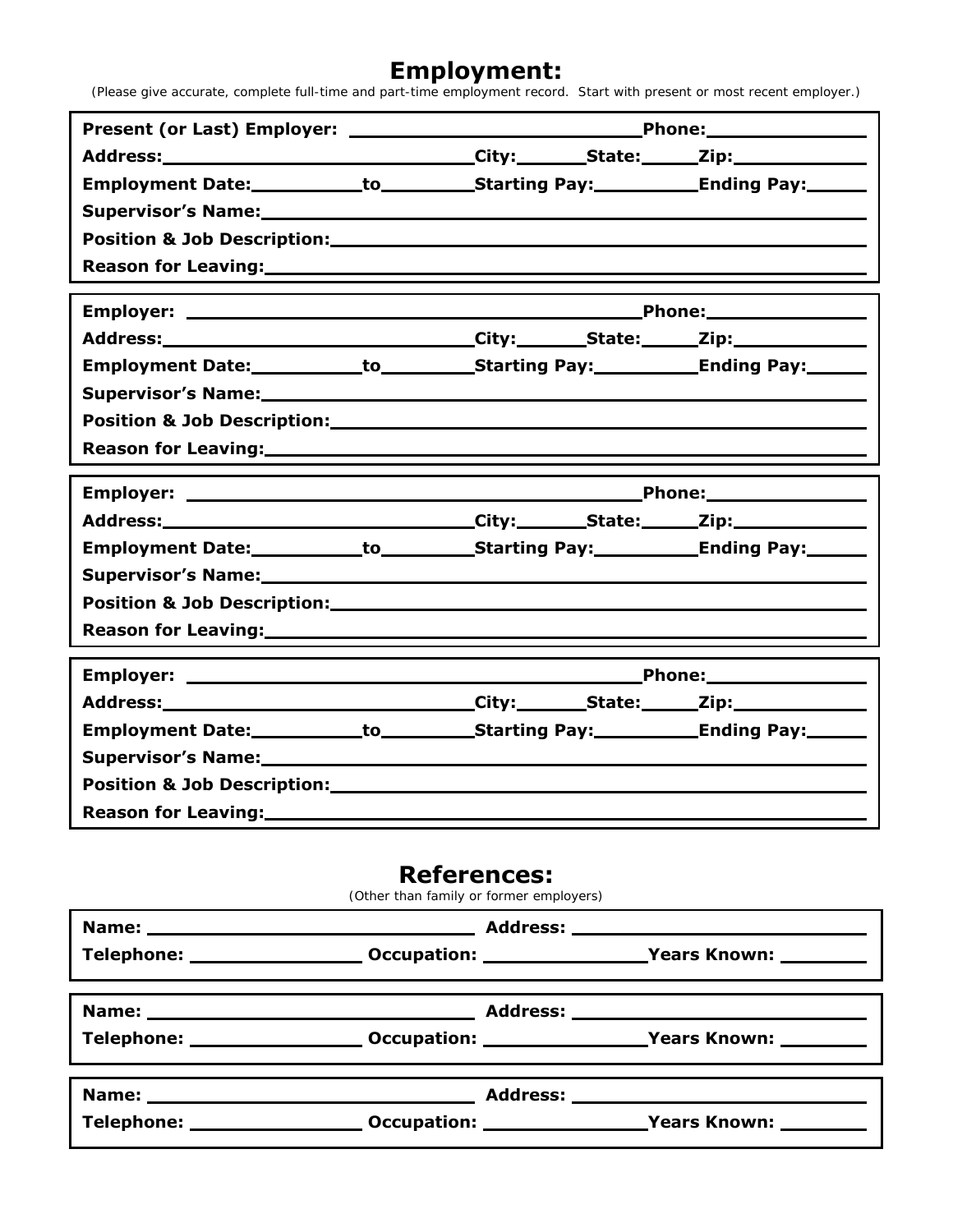## Employment:

(Please give accurate, complete full-time and part-time employment record. Start with present or most recent employer.)

**Present (or Last) Employer:** ____________________ **Phone:** ____________

**Address:** ____________________ **City:** ________ **State:** ______ **Zip:** ________

**Employment Date:** __________ **to** __________ **Starting Pay:** __________ **Ending Pay:** ______

**Supervisor's Name:** ________________________________________

**Position & Job Description:** ________________________________________

**Reason for Leaving:** ________________________________________

---

**Employer:** ____________________ **Phone:** ____________

**Address:** ____________________ **City:** ________ **State:** ______ **Zip:** ________

**Employment Date:** __________ **to** __________ **Starting Pay:** __________ **Ending Pay:** ______

**Supervisor's Name:** ________________________________________

**Position & Job Description:** ________________________________________

**Reason for Leaving:** ________________________________________

---

**Employer:** ____________________ **Phone:** ____________

**Address:** ____________________ **City:** ________ **State:** ______ **Zip:** ________

**Employment Date:** __________ **to** __________ **Starting Pay:** __________ **Ending Pay:** ______

**Supervisor's Name:** ________________________________________

**Position & Job Description:** ________________________________________

**Reason for Leaving:** ________________________________________

---

**Employer:** ____________________ **Phone:** ____________

**Address:** ____________________ **City:** ________ **State:** ______ **Zip:** ________

**Employment Date:** __________ **to** __________ **Starting Pay:** __________ **Ending Pay:** ______

**Supervisor's Name:** ________________________________________

**Position & Job Description:** ________________________________________

**Reason for Leaving:** ________________________________________

## References:

(Other than family or former employers)

**Name:** ____________________ **Address:** ____________________

**Telephone:** ____________ **Occupation:** ____________ **Years Known:** ________

---

**Name:** ____________________ **Address:** ____________________

**Telephone:** ____________ **Occupation:** ____________ **Years Known:** ________

---

**Name:** ____________________ **Address:** ____________________

**Telephone:** ____________ **Occupation:** ____________ **Years Known:** ________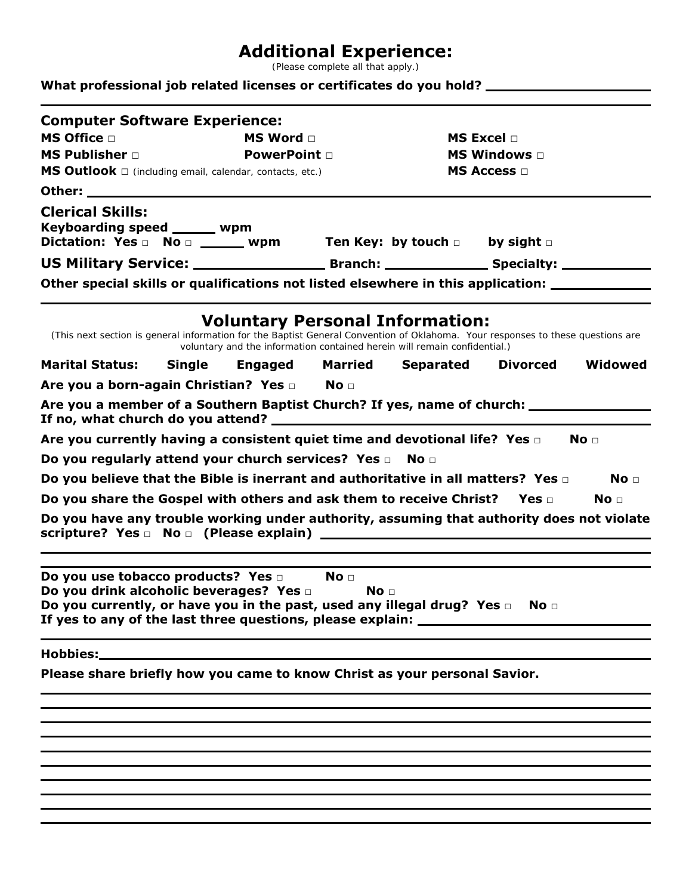# Additional Experience:

*(Please complete all that apply.)*

**What professional job related licenses or certificates do you hold?** ____________________

____________________

## Computer Software Experience:

| | | |
|---|---|---|
| **MS Office** □ | **MS Word** □ | **MS Excel** □ |
| **MS Publisher** □ | **PowerPoint** □ | **MS Windows** □ |
| **MS Outlook** □ *(including email, calendar, contacts, etc.)* | | **MS Access** □ |

**Other:** ____________________

## Clerical Skills:

**Keyboarding speed** ______ **wpm**

**Dictation: Yes** □ **No** □ ______ **wpm** **Ten Key: by touch** □ **by sight** □

**US Military Service:** ________________ **Branch:** ____________ **Specialty:** ____________

**Other special skills or qualifications not listed elsewhere in this application:** ____________

____________________

# Voluntary Personal Information:

*(This next section is general information for the Baptist General Convention of Oklahoma. Your responses to these questions are voluntary and the information contained herein will remain confidential.)*

**Marital Status: Single Engaged Married Separated Divorced Widowed**

**Are you a born-again Christian? Yes** □ **No** □

**Are you a member of a Southern Baptist Church? If yes, name of church:** ____________

**If no, what church do you attend?** ____________

**Are you currently having a consistent quiet time and devotional life? Yes** □ **No** □

**Do you regularly attend your church services? Yes** □ **No** □

**Do you believe that the Bible is inerrant and authoritative in all matters? Yes** □ **No** □

**Do you share the Gospel with others and ask them to receive Christ? Yes** □ **No** □

**Do you have any trouble working under authority, assuming that authority does not violate scripture? Yes** □ **No** □ **(Please explain)** ____________

____________________

____________________

**Do you use tobacco products? Yes** □ **No** □

**Do you drink alcoholic beverages? Yes** □ **No** □

**Do you currently, or have you in the past, used any illegal drug? Yes** □ **No** □

**If yes to any of the last three questions, please explain:** ____________

____________________

**Hobbies:** ____________________

**Please share briefly how you came to know Christ as your personal Savior.**

____________________

____________________

____________________

____________________

____________________

____________________

____________________

____________________

____________________

____________________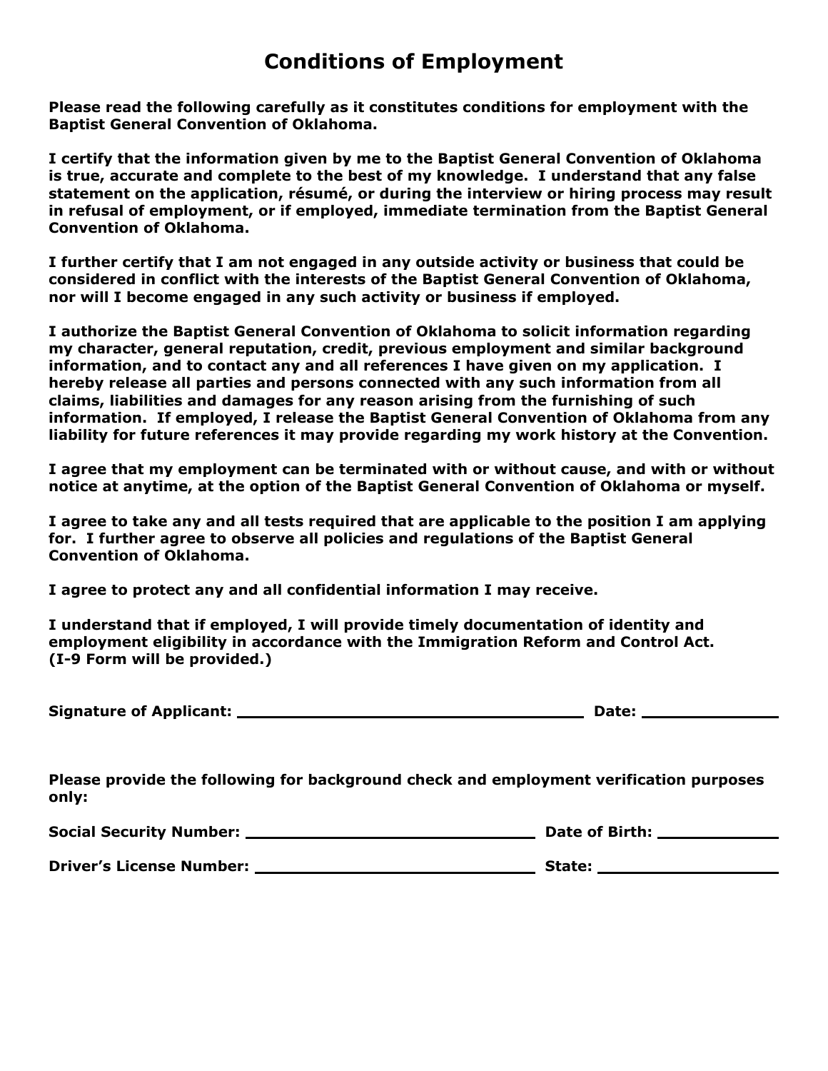# Conditions of Employment

**Please read the following carefully as it constitutes conditions for employment with the Baptist General Convention of Oklahoma.**

**I certify that the information given by me to the Baptist General Convention of Oklahoma is true, accurate and complete to the best of my knowledge. I understand that any false statement on the application, résumé, or during the interview or hiring process may result in refusal of employment, or if employed, immediate termination from the Baptist General Convention of Oklahoma.**

**I further certify that I am not engaged in any outside activity or business that could be considered in conflict with the interests of the Baptist General Convention of Oklahoma, nor will I become engaged in any such activity or business if employed.**

**I authorize the Baptist General Convention of Oklahoma to solicit information regarding my character, general reputation, credit, previous employment and similar background information, and to contact any and all references I have given on my application. I hereby release all parties and persons connected with any such information from all claims, liabilities and damages for any reason arising from the furnishing of such information. If employed, I release the Baptist General Convention of Oklahoma from any liability for future references it may provide regarding my work history at the Convention.**

**I agree that my employment can be terminated with or without cause, and with or without notice at anytime, at the option of the Baptist General Convention of Oklahoma or myself.**

**I agree to take any and all tests required that are applicable to the position I am applying for. I further agree to observe all policies and regulations of the Baptist General Convention of Oklahoma.**

**I agree to protect any and all confidential information I may receive.**

**I understand that if employed, I will provide timely documentation of identity and employment eligibility in accordance with the Immigration Reform and Control Act. (I-9 Form will be provided.)**

**Signature of Applicant:** ______________________________ **Date:** ______________

**Please provide the following for background check and employment verification purposes only:**

**Social Security Number:** ______________________________ **Date of Birth:** ______________

**Driver's License Number:** ______________________________ **State:** ______________